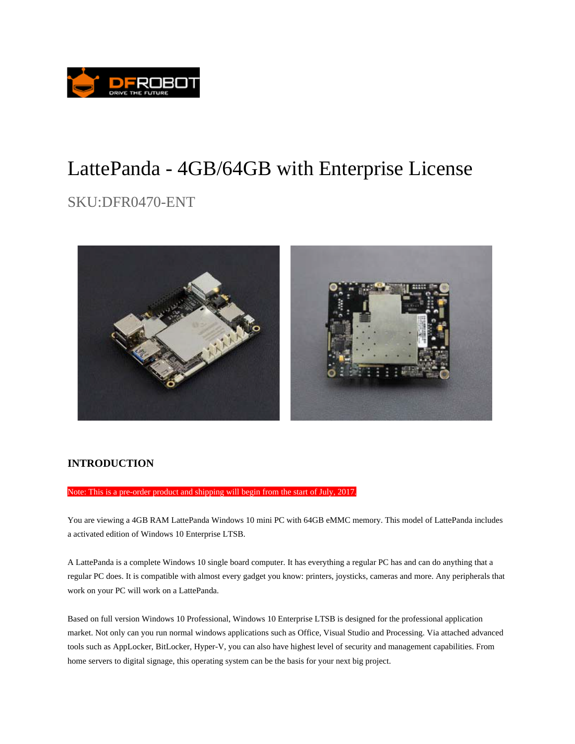# LattePanda - 4GB/64GB with Enterprise License

SKU:DFR0470-ENT

## INTRODUCTION

Note: This is a pre-order product and shipping will begin from the start of July, 2017.

You are viewing a 4GB RAM LattePanda Windows 10 mini PC with 64GB eMMC memory. This model of LattePanda includes a activated edition of Windows 10 Enterprise LTSB.

A LattePanda is a complete Windows 10 single board computer. It has everything a regular PC has and can do anything that a regular PC does. It is compatible with almost every gadget you know: printers, joysticks, cameras and more. Any peripherals that work on your PC will work on a LattePanda.

Based on full version Windows 10 Professional, Windows 10 Enterprise LTSB is designed for the professional application market. Not only can you run normal windows applications such as Office, Visual Studio and Processing. Via attached advanced tools such as AppLocker, BitLocker, Hyper-V, you can also have highest level of security and management capabilities. From home servers to digital signage, this operating system can be the basis for your next big project.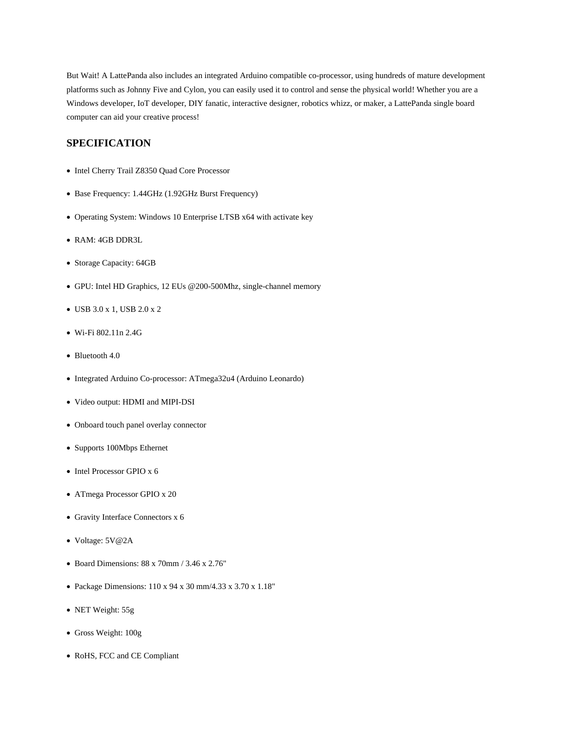But Wait! A LattePanda also includes an integrated Arduino compatible co-processor, using hundreds of mature development platforms such as Johnny Five and Cylon, you can easily used it to control and sense the physical world! Whether you are a Windows developer, IoT developer, DIY fanatic, interactive designer, robotics whizz, or maker, a LattePanda single board computer can aid your creative process!

## SPECIFICATION

- Intel Cherry Trail Z8350 Quad Core Processor
- Base Frequency: 1.44GHz (1.92GHz Burst Frequency)
- Operating System: Windows 10 Enterprise LTSB x64 with activate key
- RAM: 4GB DDR3L
- Storage Capacity: 64GB
- GPU: Intel HD Graphics, 12 EUs @200-500Mhz, single-channel memory
- USB 3.0 x 1, USB 2.0 x 2
- Wi-Fi 802.11n 2.4G
- Bluetooth 4.0
- Integrated Arduino Co-processor: ATmega32u4 (Arduino Leonardo)
- Video output: HDMI and MIPI-DSI
- Onboard touch panel overlay connector
- Supports 100Mbps Ethernet
- Intel Processor GPIO x 6
- ATmega Processor GPIO x 20
- Gravity Interface Connectors x 6
- Voltage: 5V@2A
- Board Dimensions: 88 x 70mm / 3.46 x 2.76"
- Package Dimensions: 110 x 94 x 30 mm/4.33 x 3.70 x 1.18"
- NET Weight: 55g
- Gross Weight: 100g
- RoHS, FCC and CE Compliant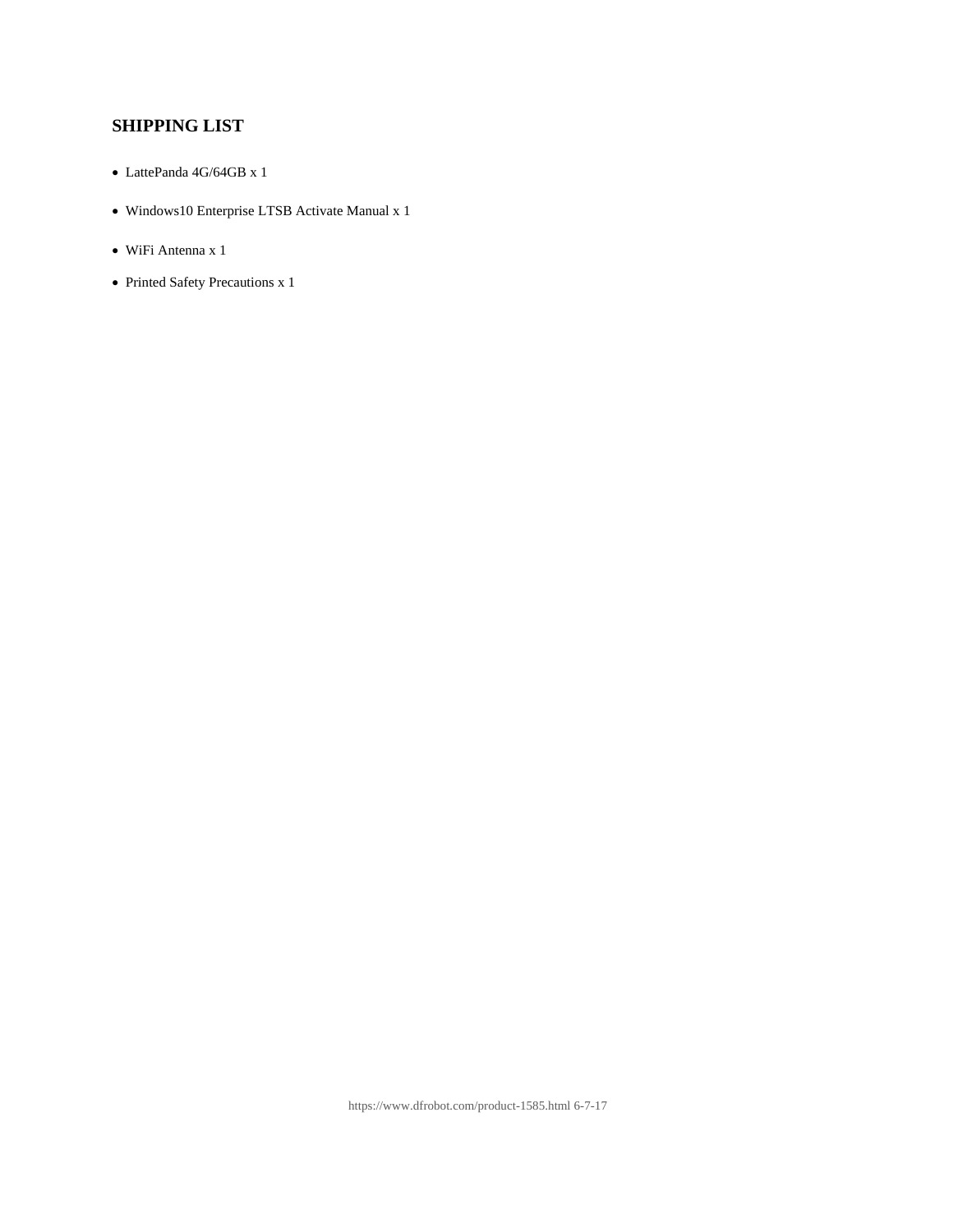## SHIPPING LIST

- LattePanda 4G/64GB x 1
- Windows10 Enterprise LTSB Activate Manual x 1
- WiFi Antenna x 1
- Printed Safety Precautions x 1